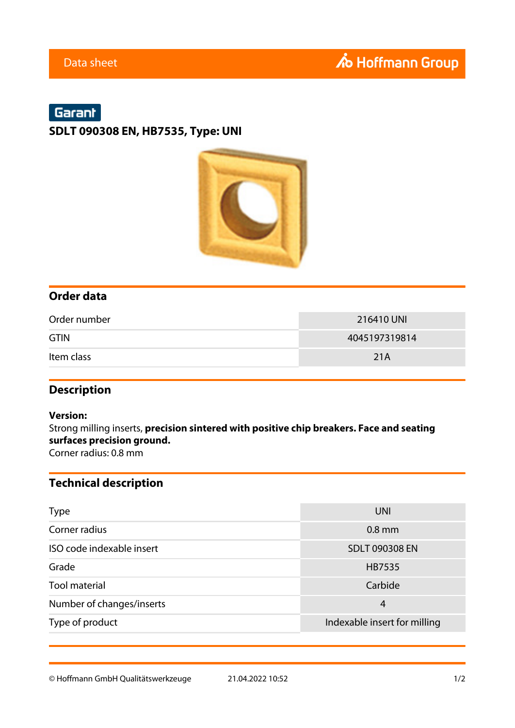Data sheet

Hoffmann Group

Garant

# SDLT 090308 EN, HB7535, Type: UNI

## Order data

| | |
|---|---|
| Order number | 216410 UNI |
| GTIN | 4045197319814 |
| Item class | 21A |

## Description

**Version:**
Strong milling inserts, **precision sintered with positive chip breakers. Face and seating surfaces precision ground.**
Corner radius: 0.8 mm

## Technical description

| | |
|---|---|
| Type | UNI |
| Corner radius | 0.8 mm |
| ISO code indexable insert | SDLT 090308 EN |
| Grade | HB7535 |
| Tool material | Carbide |
| Number of changes/inserts | 4 |
| Type of product | Indexable insert for milling |

© Hoffmann GmbH Qualitätswerkzeuge 21.04.2022 10:52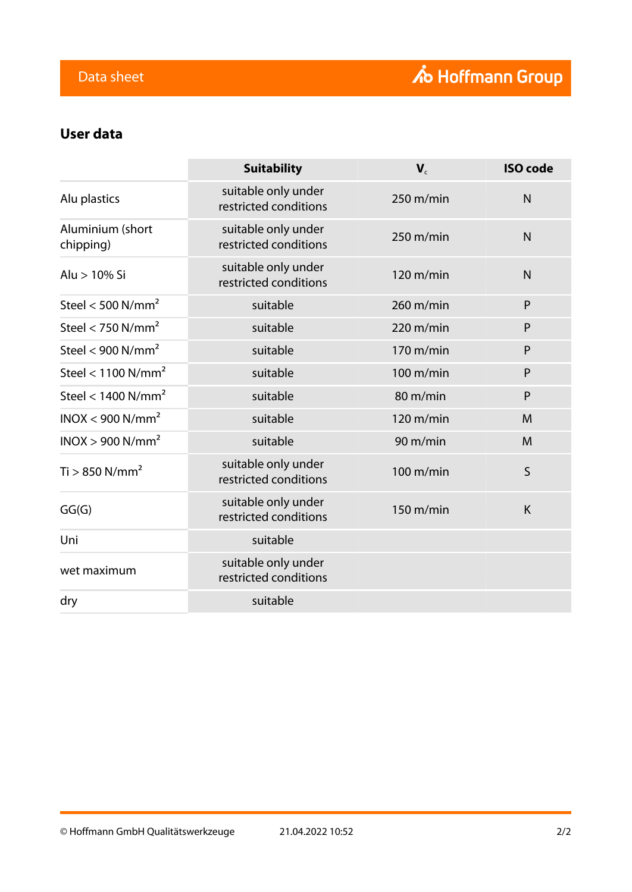## User data

| | Suitability | $V_c$ | ISO code |
|---|---|---|---|
| Alu plastics | suitable only under restricted conditions | 250 m/min | N |
| Aluminium (short chipping) | suitable only under restricted conditions | 250 m/min | N |
| Alu > 10% Si | suitable only under restricted conditions | 120 m/min | N |
| Steel < 500 N/mm² | suitable | 260 m/min | P |
| Steel < 750 N/mm² | suitable | 220 m/min | P |
| Steel < 900 N/mm² | suitable | 170 m/min | P |
| Steel < 1100 N/mm² | suitable | 100 m/min | P |
| Steel < 1400 N/mm² | suitable | 80 m/min | P |
| INOX < 900 N/mm² | suitable | 120 m/min | M |
| INOX > 900 N/mm² | suitable | 90 m/min | M |
| Ti > 850 N/mm² | suitable only under restricted conditions | 100 m/min | S |
| GG(G) | suitable only under restricted conditions | 150 m/min | K |
| Uni | suitable | | |
| wet maximum | suitable only under restricted conditions | | |
| dry | suitable | | |